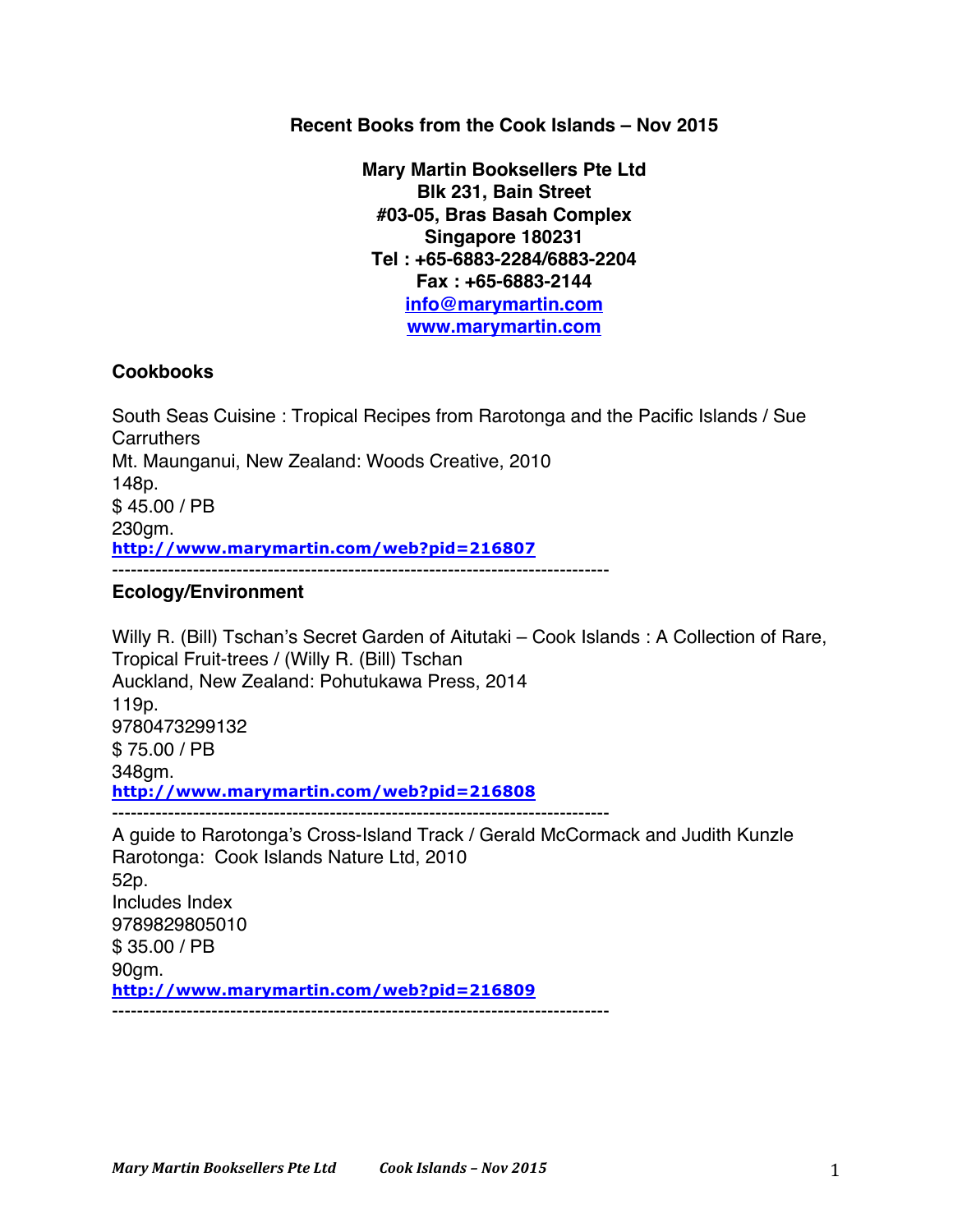**Recent Books from the Cook Islands – Nov 2015**

**Mary Martin Booksellers Pte Ltd**
**Blk 231, Bain Street**
**#03-05, Bras Basah Complex**
**Singapore 180231**
**Tel : +65-6883-2284/6883-2204**
**Fax : +65-6883-2144**
**info@marymartin.com**
**www.marymartin.com**

## Cookbooks

South Seas Cuisine : Tropical Recipes from Rarotonga and the Pacific Islands / Sue Carruthers
Mt. Maunganui, New Zealand: Woods Creative, 2010
148p.
$ 45.00 / PB
230gm.
http://www.marymartin.com/web?pid=216807

---

## Ecology/Environment

Willy R. (Bill) Tschan's Secret Garden of Aitutaki – Cook Islands : A Collection of Rare, Tropical Fruit-trees / (Willy R. (Bill) Tschan
Auckland, New Zealand: Pohutukawa Press, 2014
119p.
9780473299132
$ 75.00 / PB
348gm.
http://www.marymartin.com/web?pid=216808

---

A guide to Rarotonga's Cross-Island Track / Gerald McCormack and Judith Kunzle
Rarotonga: Cook Islands Nature Ltd, 2010
52p.
Includes Index
9789829805010
$ 35.00 / PB
90gm.
http://www.marymartin.com/web?pid=216809

---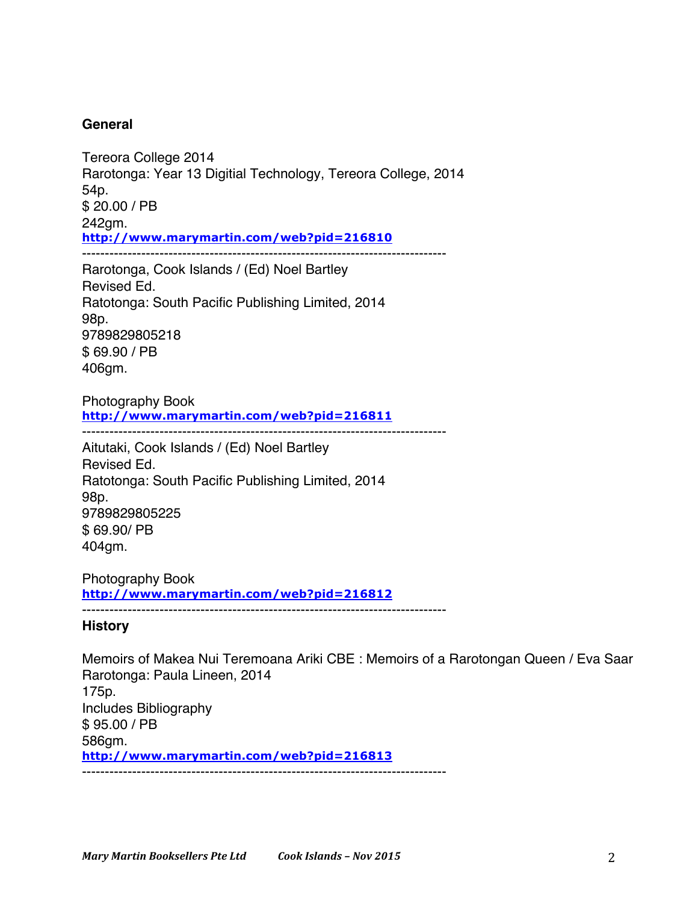## General

Tereora College 2014  
Rarotonga: Year 13 Digitial Technology, Tereora College, 2014  
54p.  
$ 20.00 / PB  
242gm.  
**http://www.marymartin.com/web?pid=216810**

------------------------------------------------------------------------------

Rarotonga, Cook Islands / (Ed) Noel Bartley  
Revised Ed.  
Ratotonga: South Pacific Publishing Limited, 2014  
98p.  
9789829805218  
$ 69.90 / PB  
406gm.

Photography Book  
**http://www.marymartin.com/web?pid=216811**

------------------------------------------------------------------------------

Aitutaki, Cook Islands / (Ed) Noel Bartley  
Revised Ed.  
Ratotonga: South Pacific Publishing Limited, 2014  
98p.  
9789829805225  
$ 69.90/ PB  
404gm.

Photography Book  
**http://www.marymartin.com/web?pid=216812**

------------------------------------------------------------------------------

## History

Memoirs of Makea Nui Teremoana Ariki CBE : Memoirs of a Rarotongan Queen / Eva Saar  
Rarotonga: Paula Lineen, 2014  
175p.  
Includes Bibliography  
$ 95.00 / PB  
586gm.  
**http://www.marymartin.com/web?pid=216813**

------------------------------------------------------------------------------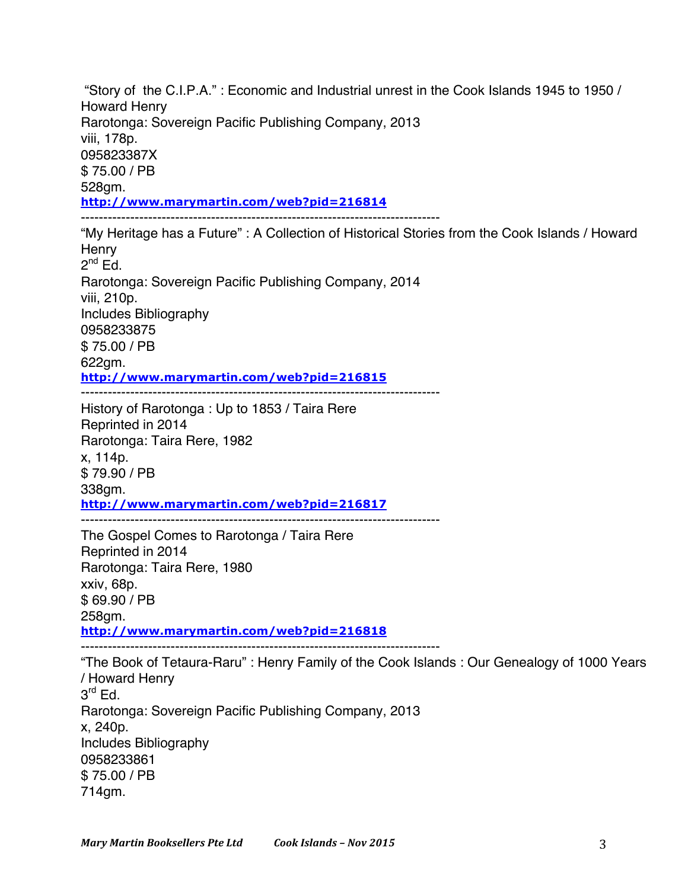"Story of the C.I.P.A." : Economic and Industrial unrest in the Cook Islands 1945 to 1950 / Howard Henry
Rarotonga: Sovereign Pacific Publishing Company, 2013
viii, 178p.
095823387X
$ 75.00 / PB
528gm.
**http://www.marymartin.com/web?pid=216814**

--------------------------------------------------------------------------------

"My Heritage has a Future" : A Collection of Historical Stories from the Cook Islands / Howard Henry
2nd Ed.
Rarotonga: Sovereign Pacific Publishing Company, 2014
viii, 210p.
Includes Bibliography
0958233875
$ 75.00 / PB
622gm.
**http://www.marymartin.com/web?pid=216815**

--------------------------------------------------------------------------------

History of Rarotonga : Up to 1853 / Taira Rere
Reprinted in 2014
Rarotonga: Taira Rere, 1982
x, 114p.
$ 79.90 / PB
338gm.
**http://www.marymartin.com/web?pid=216817**

--------------------------------------------------------------------------------

The Gospel Comes to Rarotonga / Taira Rere
Reprinted in 2014
Rarotonga: Taira Rere, 1980
xxiv, 68p.
$ 69.90 / PB
258gm.
**http://www.marymartin.com/web?pid=216818**

--------------------------------------------------------------------------------

"The Book of Tetaura-Raru" : Henry Family of the Cook Islands : Our Genealogy of 1000 Years / Howard Henry
3rd Ed.
Rarotonga: Sovereign Pacific Publishing Company, 2013
x, 240p.
Includes Bibliography
0958233861
$ 75.00 / PB
714gm.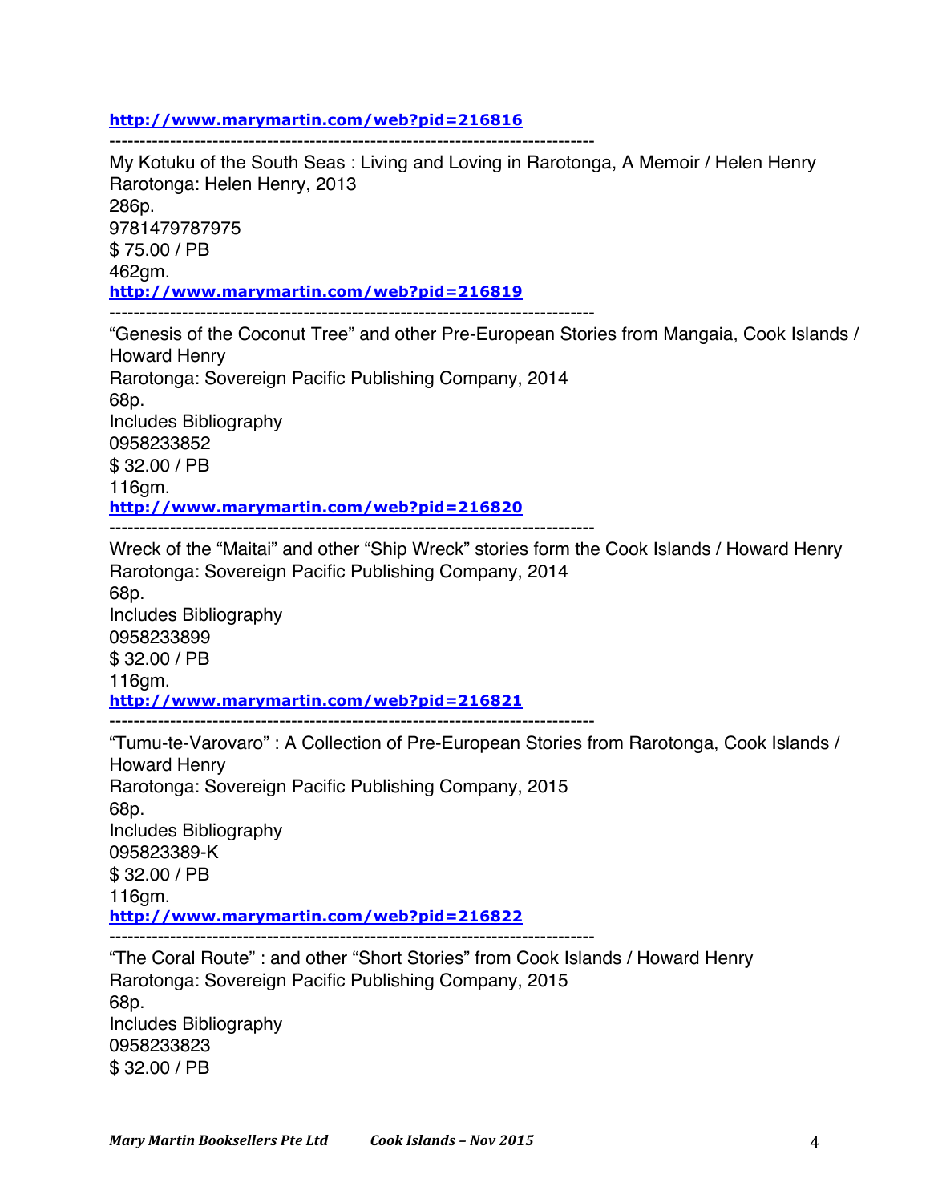http://www.marymartin.com/web?pid=216816

--------------------------------------------------------------------------------

My Kotuku of the South Seas : Living and Loving in Rarotonga, A Memoir / Helen Henry
Rarotonga: Helen Henry, 2013
286p.
9781479787975
$ 75.00 / PB
462gm.
http://www.marymartin.com/web?pid=216819

--------------------------------------------------------------------------------

“Genesis of the Coconut Tree” and other Pre-European Stories from Mangaia, Cook Islands / Howard Henry
Rarotonga: Sovereign Pacific Publishing Company, 2014
68p.
Includes Bibliography
0958233852
$ 32.00 / PB
116gm.
http://www.marymartin.com/web?pid=216820

--------------------------------------------------------------------------------

Wreck of the “Maitai” and other “Ship Wreck” stories form the Cook Islands / Howard Henry
Rarotonga: Sovereign Pacific Publishing Company, 2014
68p.
Includes Bibliography
0958233899
$ 32.00 / PB
116gm.
http://www.marymartin.com/web?pid=216821

--------------------------------------------------------------------------------

“Tumu-te-Varovaro” : A Collection of Pre-European Stories from Rarotonga, Cook Islands / Howard Henry
Rarotonga: Sovereign Pacific Publishing Company, 2015
68p.
Includes Bibliography
095823389-K
$ 32.00 / PB
116gm.
http://www.marymartin.com/web?pid=216822

--------------------------------------------------------------------------------

“The Coral Route” : and other “Short Stories” from Cook Islands / Howard Henry
Rarotonga: Sovereign Pacific Publishing Company, 2015
68p.
Includes Bibliography
0958233823
$ 32.00 / PB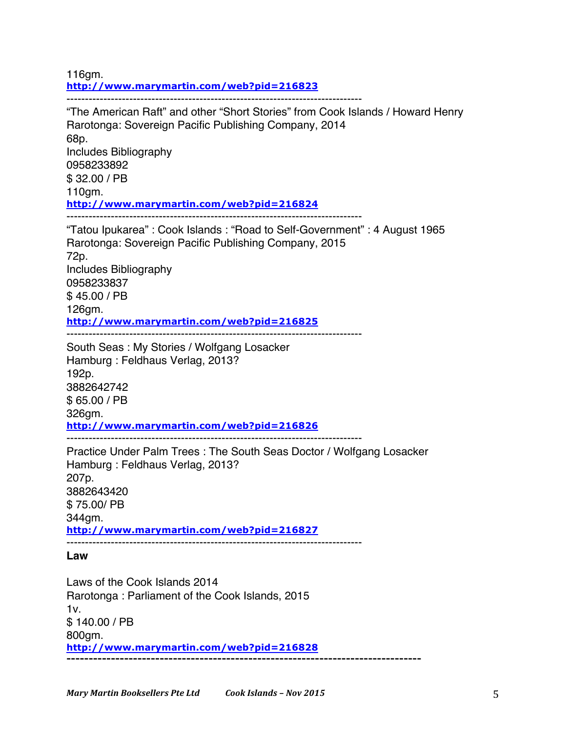116gm.
**http://www.marymartin.com/web?pid=216823**

--------------------------------------------------------------------------------

“The American Raft” and other “Short Stories” from Cook Islands / Howard Henry
Rarotonga: Sovereign Pacific Publishing Company, 2014
68p.
Includes Bibliography
0958233892
$ 32.00 / PB
110gm.
**http://www.marymartin.com/web?pid=216824**

--------------------------------------------------------------------------------

“Tatou Ipukarea” : Cook Islands : “Road to Self-Government” : 4 August 1965
Rarotonga: Sovereign Pacific Publishing Company, 2015
72p.
Includes Bibliography
0958233837
$ 45.00 / PB
126gm.
**http://www.marymartin.com/web?pid=216825**

--------------------------------------------------------------------------------

South Seas : My Stories / Wolfgang Losacker
Hamburg : Feldhaus Verlag, 2013?
192p.
3882642742
$ 65.00 / PB
326gm.
**http://www.marymartin.com/web?pid=216826**

--------------------------------------------------------------------------------

Practice Under Palm Trees : The South Seas Doctor / Wolfgang Losacker
Hamburg : Feldhaus Verlag, 2013?
207p.
3882643420
$ 75.00/ PB
344gm.
**http://www.marymartin.com/web?pid=216827**

--------------------------------------------------------------------------------

**Law**

Laws of the Cook Islands 2014
Rarotonga : Parliament of the Cook Islands, 2015
1v.
$ 140.00 / PB
800gm.
**http://www.marymartin.com/web?pid=216828**

--------------------------------------------------------------------------------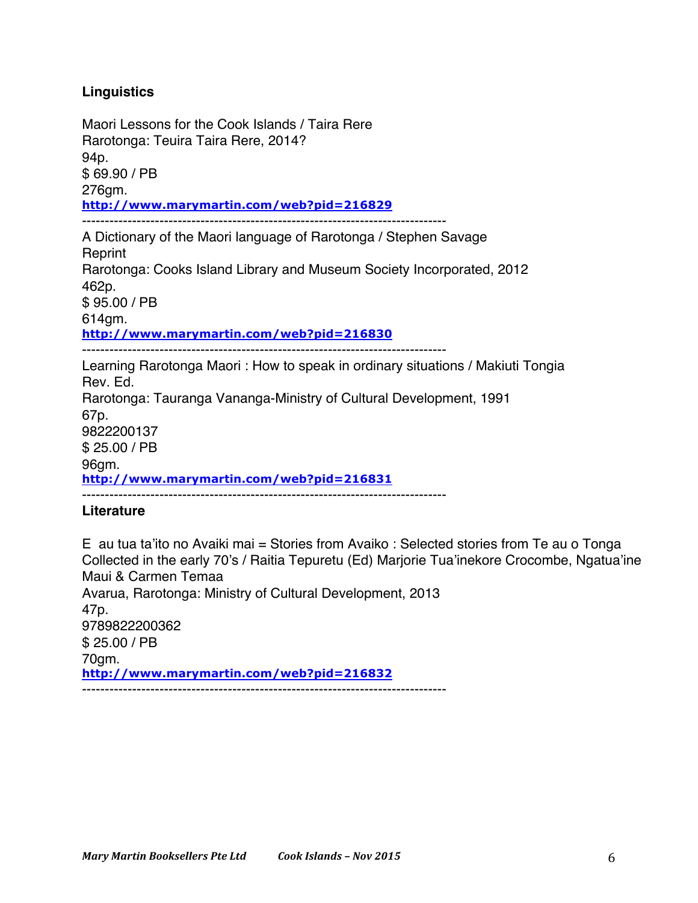**Linguistics**

Maori Lessons for the Cook Islands / Taira Rere
Rarotonga: Teuira Taira Rere, 2014?
94p.
$ 69.90 / PB
276gm.
**http://www.marymartin.com/web?pid=216829**

--------------------------------------------------------------------------------

A Dictionary of the Maori language of Rarotonga / Stephen Savage
Reprint
Rarotonga: Cooks Island Library and Museum Society Incorporated, 2012
462p.
$ 95.00 / PB
614gm.
**http://www.marymartin.com/web?pid=216830**

--------------------------------------------------------------------------------

Learning Rarotonga Maori : How to speak in ordinary situations / Makiuti Tongia
Rev. Ed.
Rarotonga: Tauranga Vananga-Ministry of Cultural Development, 1991
67p.
9822200137
$ 25.00 / PB
96gm.
**http://www.marymartin.com/web?pid=216831**

--------------------------------------------------------------------------------

**Literature**

E au tua ta'ito no Avaiki mai = Stories from Avaiko : Selected stories from Te au o Tonga Collected in the early 70's / Raitia Tepuretu (Ed) Marjorie Tua'inekore Crocombe, Ngatua'ine Maui & Carmen Temaa
Avarua, Rarotonga: Ministry of Cultural Development, 2013
47p.
9789822200362
$ 25.00 / PB
70gm.
**http://www.marymartin.com/web?pid=216832**

--------------------------------------------------------------------------------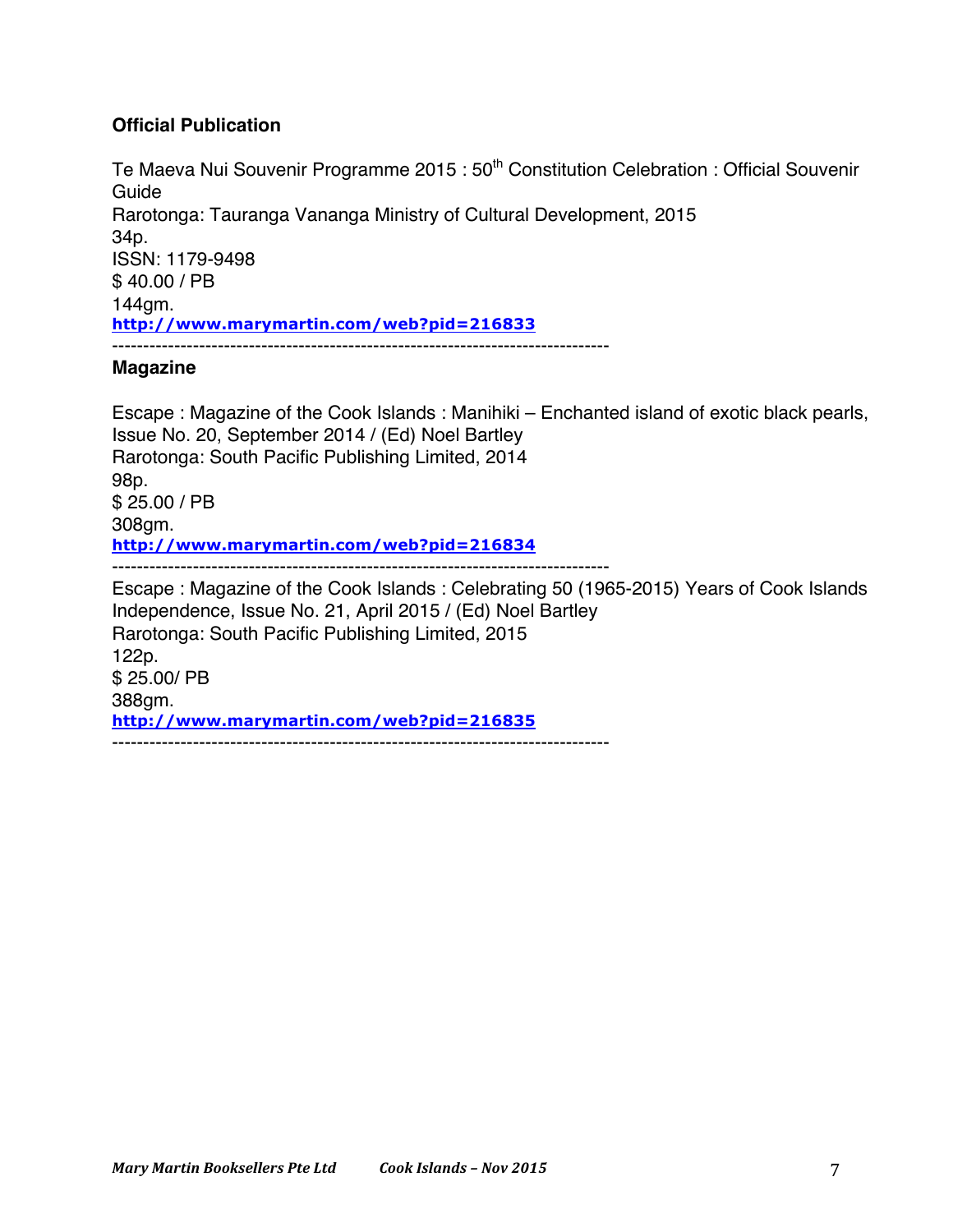**Official Publication**

Te Maeva Nui Souvenir Programme 2015 : 50th Constitution Celebration : Official Souvenir Guide
Rarotonga: Tauranga Vananga Ministry of Cultural Development, 2015
34p.
ISSN: 1179-9498
$ 40.00 / PB
144gm.
**http://www.marymartin.com/web?pid=216833**

--------------------------------------------------------------------------------

**Magazine**

Escape : Magazine of the Cook Islands : Manihiki – Enchanted island of exotic black pearls, Issue No. 20, September 2014 / (Ed) Noel Bartley
Rarotonga: South Pacific Publishing Limited, 2014
98p.
$ 25.00 / PB
308gm.
**http://www.marymartin.com/web?pid=216834**

--------------------------------------------------------------------------------

Escape : Magazine of the Cook Islands : Celebrating 50 (1965-2015) Years of Cook Islands Independence, Issue No. 21, April 2015 / (Ed) Noel Bartley
Rarotonga: South Pacific Publishing Limited, 2015
122p.
$ 25.00/ PB
388gm.
**http://www.marymartin.com/web?pid=216835**

--------------------------------------------------------------------------------